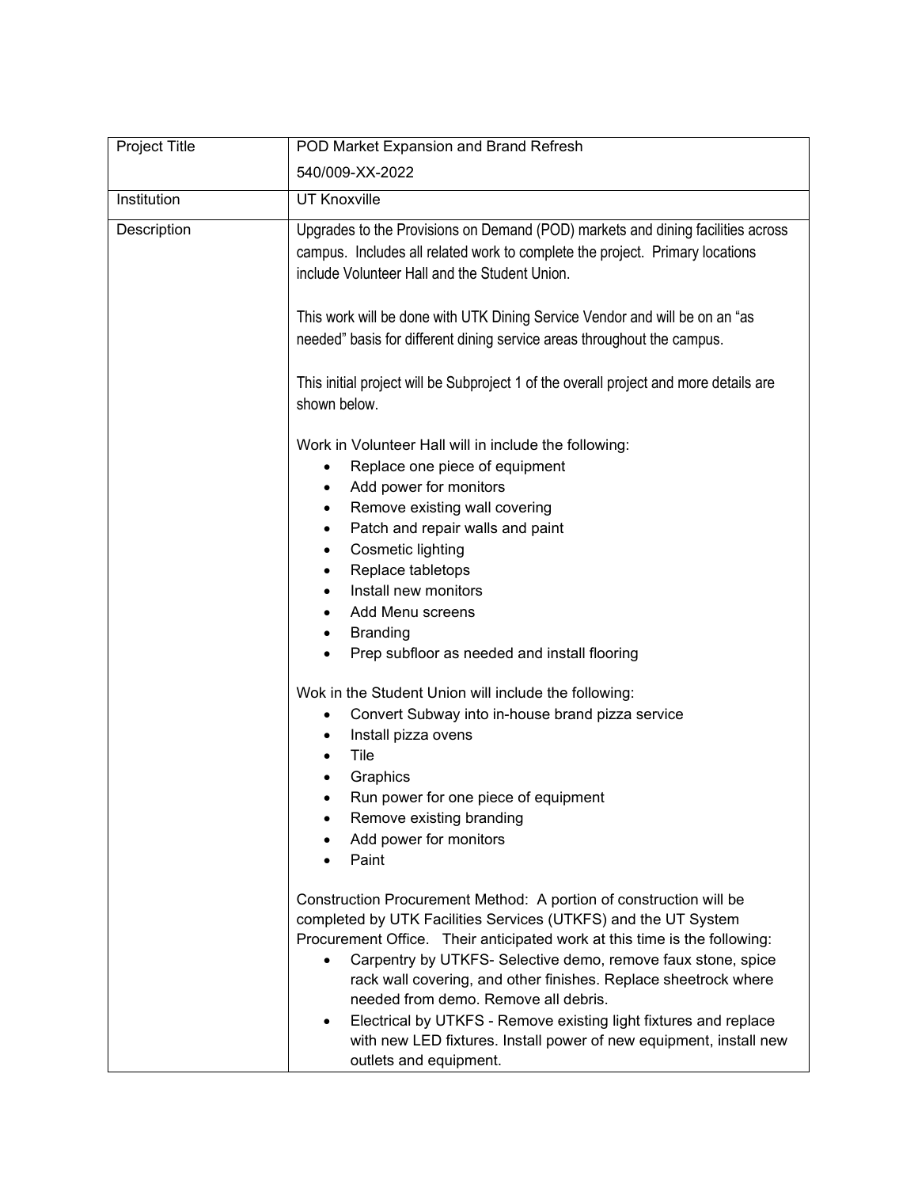| | |
|---|---|
| Project Title | POD Market Expansion and Brand Refresh<br>540/009-XX-2022 |
| Institution | UT Knoxville |
| Description | Upgrades to the Provisions on Demand (POD) markets and dining facilities across campus. Includes all related work to complete the project. Primary locations include Volunteer Hall and the Student Union.<br><br>This work will be done with UTK Dining Service Vendor and will be on an "as needed" basis for different dining service areas throughout the campus.<br><br>This initial project will be Subproject 1 of the overall project and more details are shown below.<br><br>Work in Volunteer Hall will in include the following:<br>• Replace one piece of equipment<br>• Add power for monitors<br>• Remove existing wall covering<br>• Patch and repair walls and paint<br>• Cosmetic lighting<br>• Replace tabletops<br>• Install new monitors<br>• Add Menu screens<br>• Branding<br>• Prep subfloor as needed and install flooring<br><br>Wok in the Student Union will include the following:<br>• Convert Subway into in-house brand pizza service<br>• Install pizza ovens<br>• Tile<br>• Graphics<br>• Run power for one piece of equipment<br>• Remove existing branding<br>• Add power for monitors<br>• Paint<br><br>Construction Procurement Method: A portion of construction will be completed by UTK Facilities Services (UTKFS) and the UT System Procurement Office. Their anticipated work at this time is the following:<br>• Carpentry by UTKFS- Selective demo, remove faux stone, spice rack wall covering, and other finishes. Replace sheetrock where needed from demo. Remove all debris.<br>• Electrical by UTKFS - Remove existing light fixtures and replace with new LED fixtures. Install power of new equipment, install new outlets and equipment. |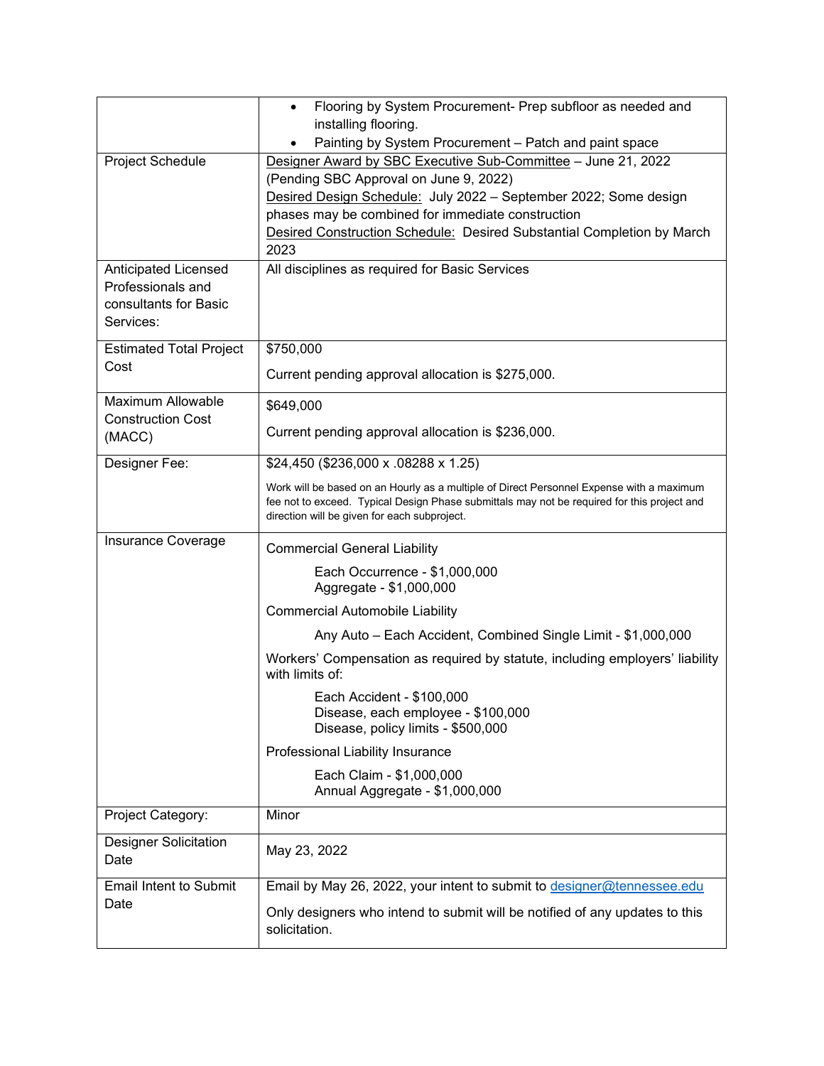| | |
|---|---|
| | • Flooring by System Procurement- Prep subfloor as needed and installing flooring.<br>• Painting by System Procurement – Patch and paint space |
| Project Schedule | Designer Award by SBC Executive Sub-Committee – June 21, 2022 (Pending SBC Approval on June 9, 2022)<br>Desired Design Schedule: July 2022 – September 2022; Some design phases may be combined for immediate construction<br>Desired Construction Schedule: Desired Substantial Completion by March 2023 |
| Anticipated Licensed Professionals and consultants for Basic Services: | All disciplines as required for Basic Services |
| Estimated Total Project Cost | $750,000<br><br>Current pending approval allocation is $275,000. |
| Maximum Allowable Construction Cost (MACC) | $649,000<br><br>Current pending approval allocation is $236,000. |
| Designer Fee: | $24,450 ($236,000 x .08288 x 1.25)<br><br>Work will be based on an Hourly as a multiple of Direct Personnel Expense with a maximum fee not to exceed. Typical Design Phase submittals may not be required for this project and direction will be given for each subproject. |
| Insurance Coverage | Commercial General Liability<br>Each Occurrence - $1,000,000<br>Aggregate - $1,000,000<br>Commercial Automobile Liability<br>Any Auto – Each Accident, Combined Single Limit - $1,000,000<br>Workers' Compensation as required by statute, including employers' liability with limits of:<br>Each Accident - $100,000<br>Disease, each employee - $100,000<br>Disease, policy limits - $500,000<br>Professional Liability Insurance<br>Each Claim - $1,000,000<br>Annual Aggregate - $1,000,000 |
| Project Category: | Minor |
| Designer Solicitation Date | May 23, 2022 |
| Email Intent to Submit Date | Email by May 26, 2022, your intent to submit to designer@tennessee.edu<br><br>Only designers who intend to submit will be notified of any updates to this solicitation. |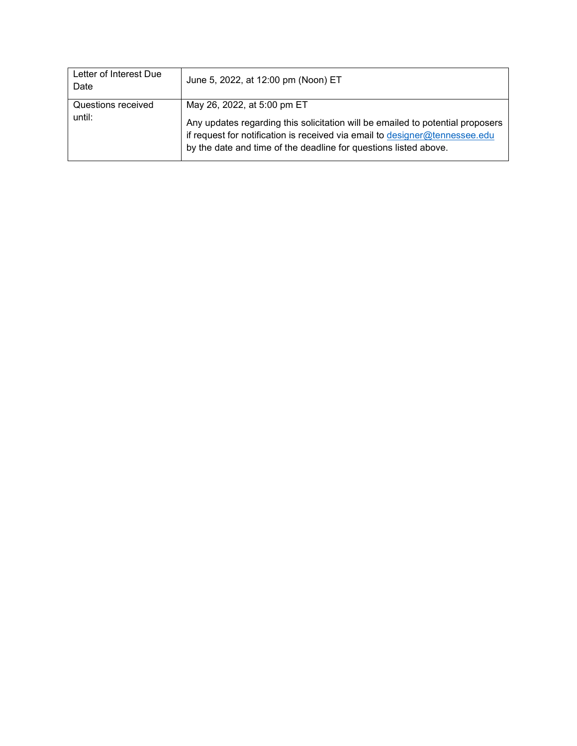| | |
|---|---|
| Letter of Interest Due Date | June 5, 2022, at 12:00 pm (Noon) ET |
| Questions received until: | May 26, 2022, at 5:00 pm ET<br><br>Any updates regarding this solicitation will be emailed to potential proposers if request for notification is received via email to designer@tennessee.edu by the date and time of the deadline for questions listed above. |